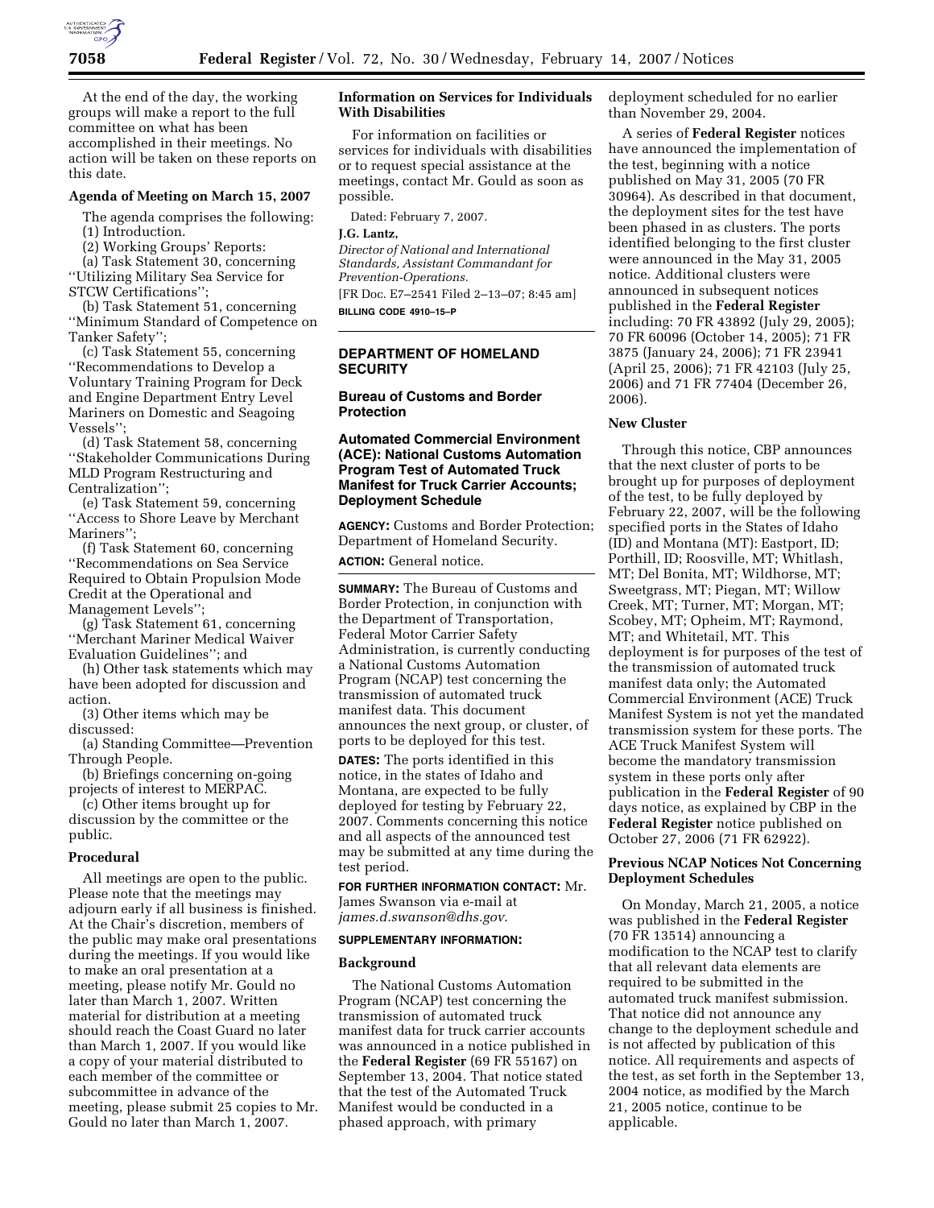At the end of the day, the working groups will make a report to the full committee on what has been accomplished in their meetings. No action will be taken on these reports on this date.

**Agenda of Meeting on March 15, 2007**

The agenda comprises the following:

(1) Introduction.

(2) Working Groups' Reports:

(a) Task Statement 30, concerning ''Utilizing Military Sea Service for STCW Certifications'';

(b) Task Statement 51, concerning ''Minimum Standard of Competence on Tanker Safety'';

(c) Task Statement 55, concerning ''Recommendations to Develop a Voluntary Training Program for Deck and Engine Department Entry Level Mariners on Domestic and Seagoing Vessels'';

(d) Task Statement 58, concerning ''Stakeholder Communications During MLD Program Restructuring and Centralization'';

(e) Task Statement 59, concerning ''Access to Shore Leave by Merchant Mariners'';

(f) Task Statement 60, concerning ''Recommendations on Sea Service Required to Obtain Propulsion Mode Credit at the Operational and Management Levels'';

(g) Task Statement 61, concerning ''Merchant Mariner Medical Waiver Evaluation Guidelines''; and

(h) Other task statements which may have been adopted for discussion and action.

(3) Other items which may be discussed:

(a) Standing Committee—Prevention Through People.

(b) Briefings concerning on-going projects of interest to MERPAC.

(c) Other items brought up for discussion by the committee or the public.

**Procedural**

All meetings are open to the public. Please note that the meetings may adjourn early if all business is finished. At the Chair's discretion, members of the public may make oral presentations during the meetings. If you would like to make an oral presentation at a meeting, please notify Mr. Gould no later than March 1, 2007. Written material for distribution at a meeting should reach the Coast Guard no later than March 1, 2007. If you would like a copy of your material distributed to each member of the committee or subcommittee in advance of the meeting, please submit 25 copies to Mr. Gould no later than March 1, 2007.

**Information on Services for Individuals With Disabilities**

For information on facilities or services for individuals with disabilities or to request special assistance at the meetings, contact Mr. Gould as soon as possible.

Dated: February 7, 2007.

**J.G. Lantz,**

*Director of National and International Standards, Assistant Commandant for Prevention-Operations.*

[FR Doc. E7–2541 Filed 2–13–07; 8:45 am]

**BILLING CODE 4910–15–P**

## DEPARTMENT OF HOMELAND SECURITY

### Bureau of Customs and Border Protection

### Automated Commercial Environment (ACE): National Customs Automation Program Test of Automated Truck Manifest for Truck Carrier Accounts; Deployment Schedule

**AGENCY:** Customs and Border Protection; Department of Homeland Security.

**ACTION:** General notice.

**SUMMARY:** The Bureau of Customs and Border Protection, in conjunction with the Department of Transportation, Federal Motor Carrier Safety Administration, is currently conducting a National Customs Automation Program (NCAP) test concerning the transmission of automated truck manifest data. This document announces the next group, or cluster, of ports to be deployed for this test.

**DATES:** The ports identified in this notice, in the states of Idaho and Montana, are expected to be fully deployed for testing by February 22, 2007. Comments concerning this notice and all aspects of the announced test may be submitted at any time during the test period.

**FOR FURTHER INFORMATION CONTACT:** Mr. James Swanson via e-mail at *james.d.swanson@dhs.gov*.

**SUPPLEMENTARY INFORMATION:**

**Background**

The National Customs Automation Program (NCAP) test concerning the transmission of automated truck manifest data for truck carrier accounts was announced in a notice published in the **Federal Register** (69 FR 55167) on September 13, 2004. That notice stated that the test of the Automated Truck Manifest would be conducted in a phased approach, with primary deployment scheduled for no earlier than November 29, 2004.

A series of **Federal Register** notices have announced the implementation of the test, beginning with a notice published on May 31, 2005 (70 FR 30964). As described in that document, the deployment sites for the test have been phased in as clusters. The ports identified belonging to the first cluster were announced in the May 31, 2005 notice. Additional clusters were announced in subsequent notices published in the **Federal Register** including: 70 FR 43892 (July 29, 2005); 70 FR 60096 (October 14, 2005); 71 FR 3875 (January 24, 2006); 71 FR 23941 (April 25, 2006); 71 FR 42103 (July 25, 2006) and 71 FR 77404 (December 26, 2006).

**New Cluster**

Through this notice, CBP announces that the next cluster of ports to be brought up for purposes of deployment of the test, to be fully deployed by February 22, 2007, will be the following specified ports in the States of Idaho (ID) and Montana (MT): Eastport, ID; Porthill, ID; Roosville, MT; Whitlash, MT; Del Bonita, MT; Wildhorse, MT; Sweetgrass, MT; Piegan, MT; Willow Creek, MT; Turner, MT; Morgan, MT; Scobey, MT; Opheim, MT; Raymond, MT; and Whitetail, MT. This deployment is for purposes of the test of the transmission of automated truck manifest data only; the Automated Commercial Environment (ACE) Truck Manifest System is not yet the mandated transmission system for these ports. The ACE Truck Manifest System will become the mandatory transmission system in these ports only after publication in the **Federal Register** of 90 days notice, as explained by CBP in the **Federal Register** notice published on October 27, 2006 (71 FR 62922).

**Previous NCAP Notices Not Concerning Deployment Schedules**

On Monday, March 21, 2005, a notice was published in the **Federal Register** (70 FR 13514) announcing a modification to the NCAP test to clarify that all relevant data elements are required to be submitted in the automated truck manifest submission. That notice did not announce any change to the deployment schedule and is not affected by publication of this notice. All requirements and aspects of the test, as set forth in the September 13, 2004 notice, as modified by the March 21, 2005 notice, continue to be applicable.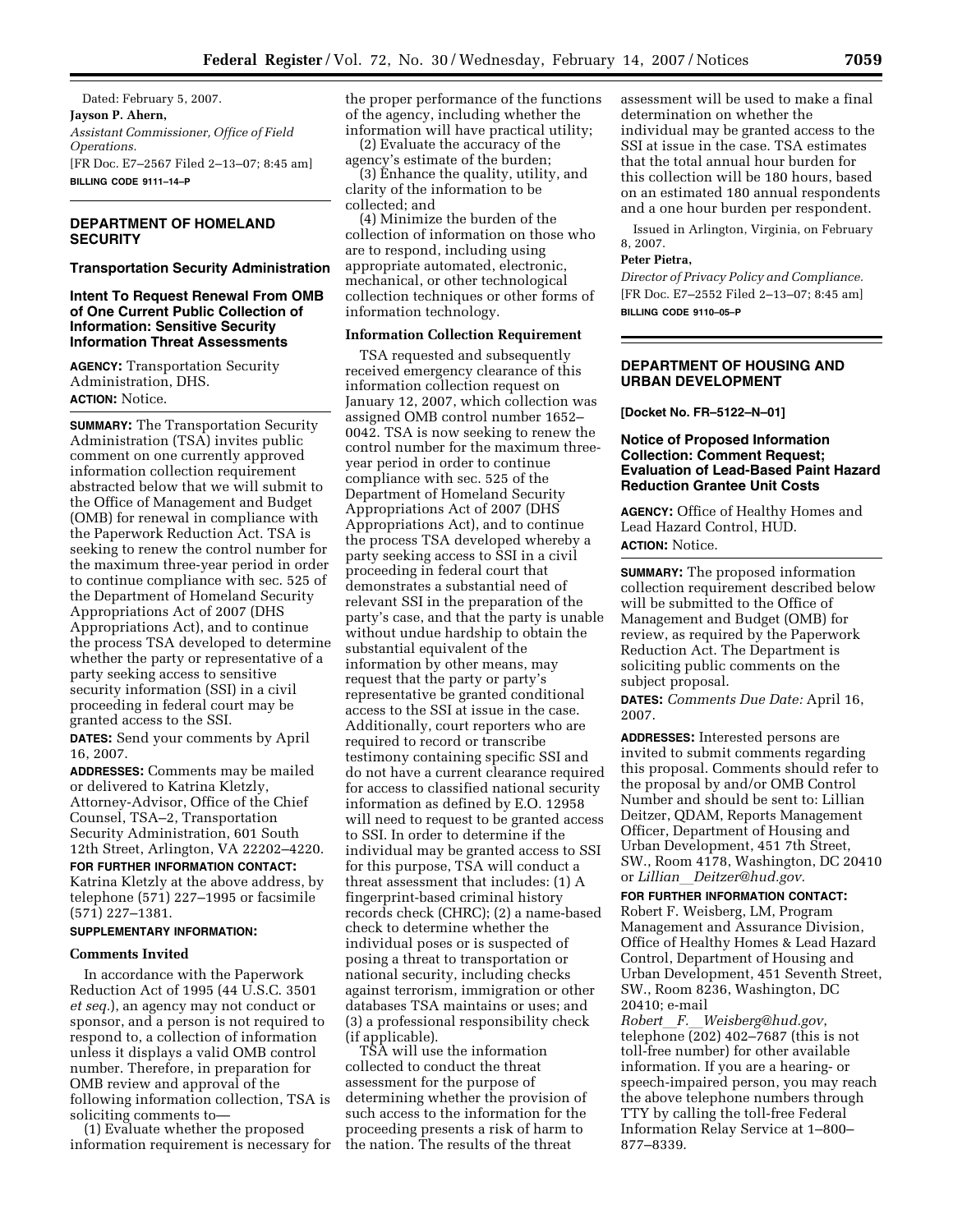Dated: February 5, 2007.

**Jayson P. Ahern,**

*Assistant Commissioner, Office of Field Operations.*

[FR Doc. E7–2567 Filed 2–13–07; 8:45 am]

**BILLING CODE 9111–14–P**

## DEPARTMENT OF HOMELAND SECURITY

### Transportation Security Administration

### Intent To Request Renewal From OMB of One Current Public Collection of Information: Sensitive Security Information Threat Assessments

**AGENCY:** Transportation Security Administration, DHS.

**ACTION:** Notice.

**SUMMARY:** The Transportation Security Administration (TSA) invites public comment on one currently approved information collection requirement abstracted below that we will submit to the Office of Management and Budget (OMB) for renewal in compliance with the Paperwork Reduction Act. TSA is seeking to renew the control number for the maximum three-year period in order to continue compliance with sec. 525 of the Department of Homeland Security Appropriations Act of 2007 (DHS Appropriations Act), and to continue the process TSA developed to determine whether the party or representative of a party seeking access to sensitive security information (SSI) in a civil proceeding in federal court may be granted access to the SSI.

**DATES:** Send your comments by April 16, 2007.

**ADDRESSES:** Comments may be mailed or delivered to Katrina Kletzly, Attorney-Advisor, Office of the Chief Counsel, TSA–2, Transportation Security Administration, 601 South 12th Street, Arlington, VA 22202–4220.

**FOR FURTHER INFORMATION CONTACT:** Katrina Kletzly at the above address, by telephone (571) 227–1995 or facsimile (571) 227–1381.

**SUPPLEMENTARY INFORMATION:**

#### Comments Invited

In accordance with the Paperwork Reduction Act of 1995 (44 U.S.C. 3501 *et seq.*), an agency may not conduct or sponsor, and a person is not required to respond to, a collection of information unless it displays a valid OMB control number. Therefore, in preparation for OMB review and approval of the following information collection, TSA is soliciting comments to—

(1) Evaluate whether the proposed information requirement is necessary for the proper performance of the functions of the agency, including whether the information will have practical utility;

(2) Evaluate the accuracy of the agency's estimate of the burden;

(3) Enhance the quality, utility, and clarity of the information to be collected; and

(4) Minimize the burden of the collection of information on those who are to respond, including using appropriate automated, electronic, mechanical, or other technological collection techniques or other forms of information technology.

#### Information Collection Requirement

TSA requested and subsequently received emergency clearance of this information collection request on January 12, 2007, which collection was assigned OMB control number 1652–0042. TSA is now seeking to renew the control number for the maximum three-year period in order to continue compliance with sec. 525 of the Department of Homeland Security Appropriations Act of 2007 (DHS Appropriations Act), and to continue the process TSA developed whereby a party seeking access to SSI in a civil proceeding in federal court that demonstrates a substantial need of relevant SSI in the preparation of the party's case, and that the party is unable without undue hardship to obtain the substantial equivalent of the information by other means, may request that the party or party's representative be granted conditional access to the SSI at issue in the case. Additionally, court reporters who are required to record or transcribe testimony containing specific SSI and do not have a current clearance required for access to classified national security information as defined by E.O. 12958 will need to request to be granted access to SSI. In order to determine if the individual may be granted access to SSI for this purpose, TSA will conduct a threat assessment that includes: (1) A fingerprint-based criminal history records check (CHRC); (2) a name-based check to determine whether the individual poses or is suspected of posing a threat to transportation or national security, including checks against terrorism, immigration or other databases TSA maintains or uses; and (3) a professional responsibility check (if applicable).

TSA will use the information collected to conduct the threat assessment for the purpose of determining whether the provision of such access to the information for the proceeding presents a risk of harm to the nation. The results of the threat assessment will be used to make a final determination on whether the individual may be granted access to the SSI at issue in the case. TSA estimates that the total annual hour burden for this collection will be 180 hours, based on an estimated 180 annual respondents and a one hour burden per respondent.

Issued in Arlington, Virginia, on February 8, 2007.

**Peter Pietra,**

*Director of Privacy Policy and Compliance.*

[FR Doc. E7–2552 Filed 2–13–07; 8:45 am]

**BILLING CODE 9110–05–P**

## DEPARTMENT OF HOUSING AND URBAN DEVELOPMENT

**[Docket No. FR–5122–N–01]**

### Notice of Proposed Information Collection: Comment Request; Evaluation of Lead-Based Paint Hazard Reduction Grantee Unit Costs

**AGENCY:** Office of Healthy Homes and Lead Hazard Control, HUD.

**ACTION:** Notice.

**SUMMARY:** The proposed information collection requirement described below will be submitted to the Office of Management and Budget (OMB) for review, as required by the Paperwork Reduction Act. The Department is soliciting public comments on the subject proposal.

**DATES:** *Comments Due Date:* April 16, 2007.

**ADDRESSES:** Interested persons are invited to submit comments regarding this proposal. Comments should refer to the proposal by and/or OMB Control Number and should be sent to: Lillian Deitzer, QDAM, Reports Management Officer, Department of Housing and Urban Development, 451 7th Street, SW., Room 4178, Washington, DC 20410 or *Lillian__Deitzer@hud.gov.*

**FOR FURTHER INFORMATION CONTACT:** Robert F. Weisberg, LM, Program Management and Assurance Division, Office of Healthy Homes & Lead Hazard Control, Department of Housing and Urban Development, 451 Seventh Street, SW., Room 8236, Washington, DC 20410; e-mail *Robert__F.__Weisberg@hud.gov*, telephone (202) 402–7687 (this is not toll-free number) for other available information. If you are a hearing- or speech-impaired person, you may reach the above telephone numbers through TTY by calling the toll-free Federal Information Relay Service at 1–800–877–8339.